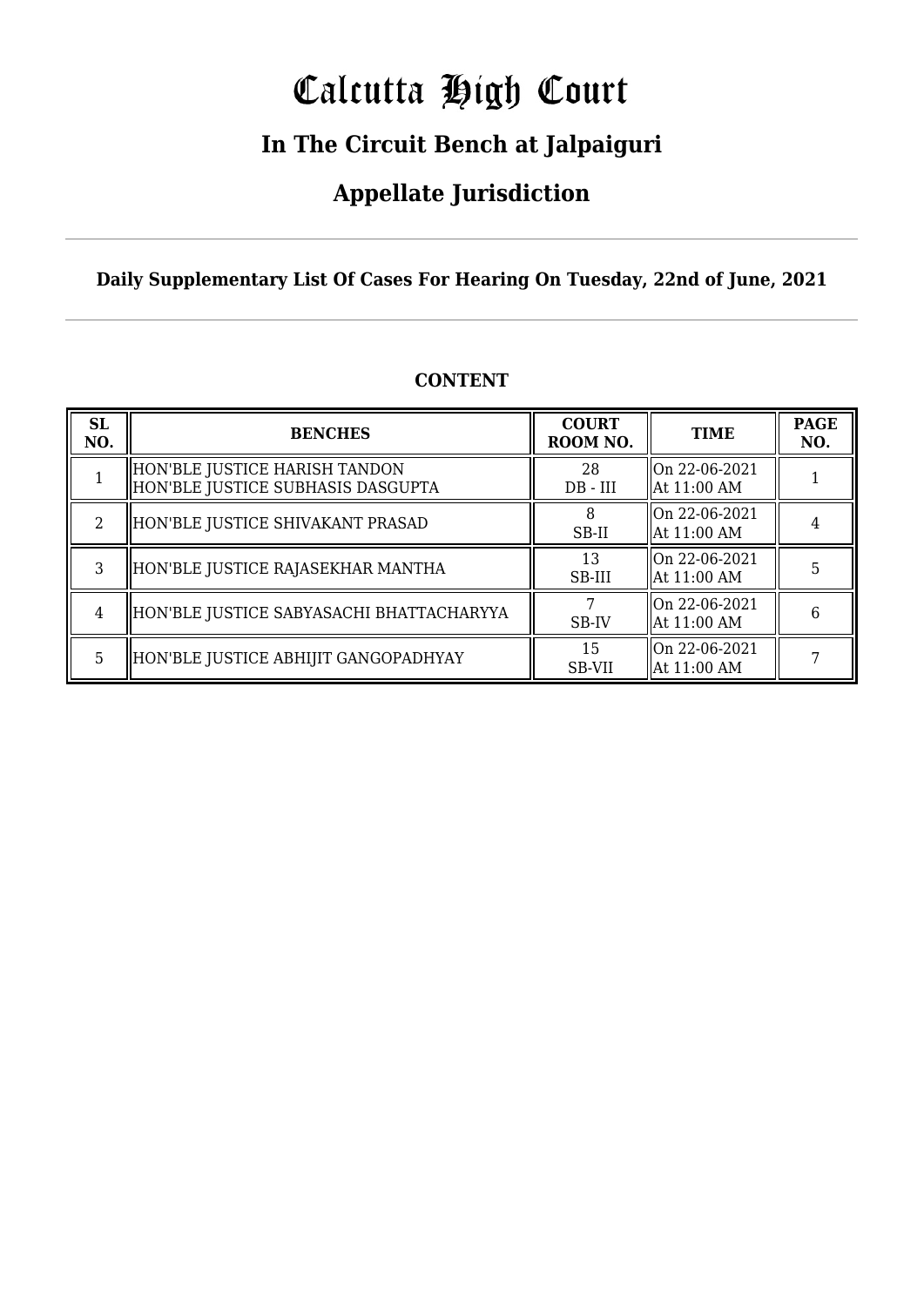# Calcutta High Court

## In The Circuit Bench at Jalpaiguri

## Appellate Jurisdiction

**Daily Supplementary List Of Cases For Hearing On Tuesday, 22nd of June, 2021**

**CONTENT**

| SL NO. | BENCHES | COURT ROOM NO. | TIME | PAGE NO. |
|---|---|---|---|---|
| 1 | HON'BLE JUSTICE HARISH TANDON<br>HON'BLE JUSTICE SUBHASIS DASGUPTA | 28<br>DB - III | On 22-06-2021<br>At 11:00 AM | 1 |
| 2 | HON'BLE JUSTICE SHIVAKANT PRASAD | 8<br>SB-II | On 22-06-2021<br>At 11:00 AM | 4 |
| 3 | HON'BLE JUSTICE RAJASEKHAR MANTHA | 13<br>SB-III | On 22-06-2021<br>At 11:00 AM | 5 |
| 4 | HON'BLE JUSTICE SABYASACHI BHATTACHARYYA | 7<br>SB-IV | On 22-06-2021<br>At 11:00 AM | 6 |
| 5 | HON'BLE JUSTICE ABHIJIT GANGOPADHYAY | 15<br>SB-VII | On 22-06-2021<br>At 11:00 AM | 7 |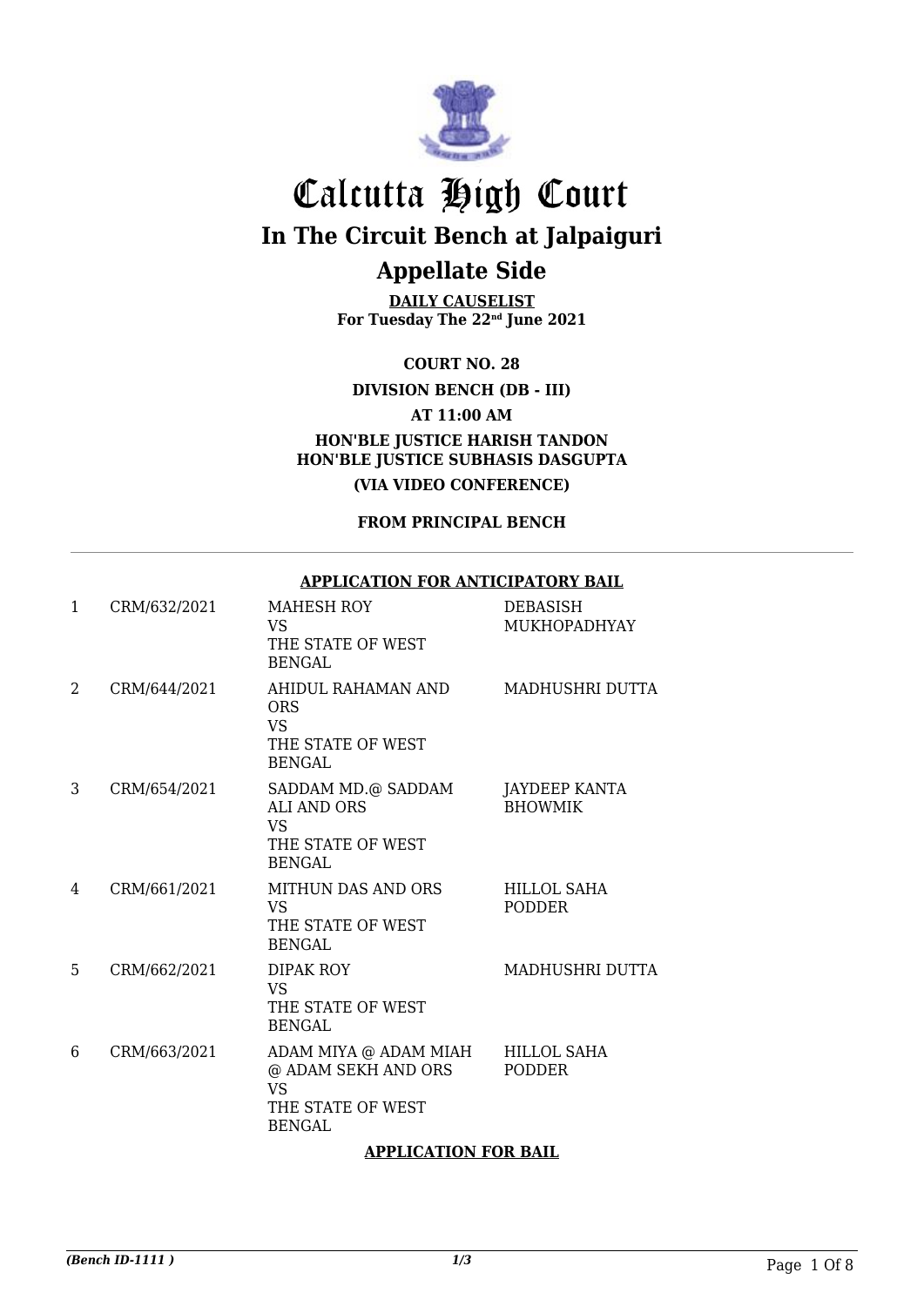# Calcutta High Court

## In The Circuit Bench at Jalpaiguri

## Appellate Side

**DAILY CAUSELIST**
**For Tuesday The 22nd June 2021**

**COURT NO. 28**

**DIVISION BENCH (DB - III)**

**AT 11:00 AM**

**HON'BLE JUSTICE HARISH TANDON**
**HON'BLE JUSTICE SUBHASIS DASGUPTA**

**(VIA VIDEO CONFERENCE)**

**FROM PRINCIPAL BENCH**

**APPLICATION FOR ANTICIPATORY BAIL**

| | | | |
|---|---|---|---|
| 1 | CRM/632/2021 | MAHESH ROY VS THE STATE OF WEST BENGAL | DEBASISH MUKHOPADHYAY |
| 2 | CRM/644/2021 | AHIDUL RAHAMAN AND ORS VS THE STATE OF WEST BENGAL | MADHUSHRI DUTTA |
| 3 | CRM/654/2021 | SADDAM MD.@ SADDAM ALI AND ORS VS THE STATE OF WEST BENGAL | JAYDEEP KANTA BHOWMIK |
| 4 | CRM/661/2021 | MITHUN DAS AND ORS VS THE STATE OF WEST BENGAL | HILLOL SAHA PODDER |
| 5 | CRM/662/2021 | DIPAK ROY VS THE STATE OF WEST BENGAL | MADHUSHRI DUTTA |
| 6 | CRM/663/2021 | ADAM MIYA @ ADAM MIAH @ ADAM SEKH AND ORS VS THE STATE OF WEST BENGAL | HILLOL SAHA PODDER |

**APPLICATION FOR BAIL**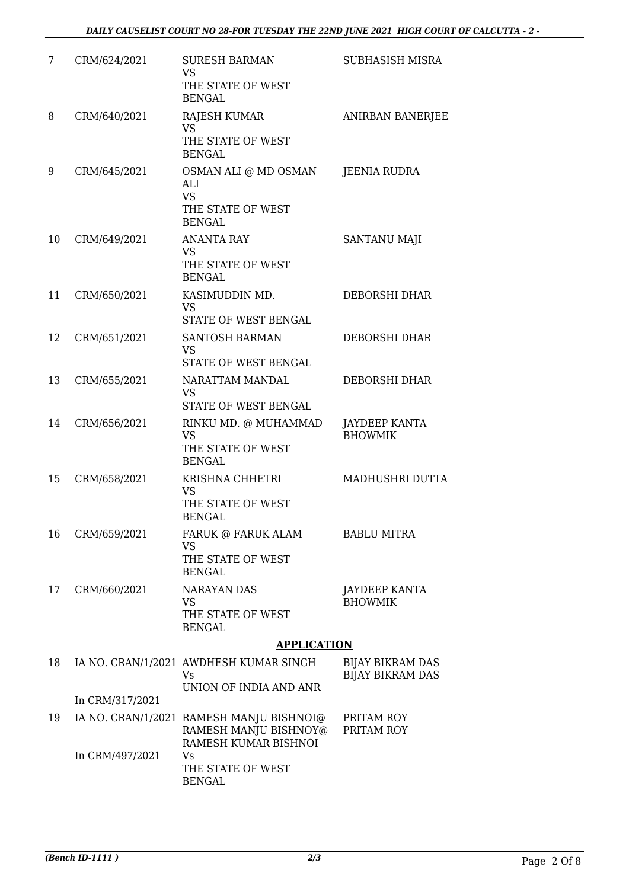| | | | |
|---|---|---|---|
| 7 | CRM/624/2021 | SURESH BARMAN<br>VS<br>THE STATE OF WEST BENGAL | SUBHASISH MISRA |
| 8 | CRM/640/2021 | RAJESH KUMAR<br>VS<br>THE STATE OF WEST BENGAL | ANIRBAN BANERJEE |
| 9 | CRM/645/2021 | OSMAN ALI @ MD OSMAN ALI<br>VS<br>THE STATE OF WEST BENGAL | JEENIA RUDRA |
| 10 | CRM/649/2021 | ANANTA RAY<br>VS<br>THE STATE OF WEST BENGAL | SANTANU MAJI |
| 11 | CRM/650/2021 | KASIMUDDIN MD.<br>VS<br>STATE OF WEST BENGAL | DEBORSHI DHAR |
| 12 | CRM/651/2021 | SANTOSH BARMAN<br>VS<br>STATE OF WEST BENGAL | DEBORSHI DHAR |
| 13 | CRM/655/2021 | NARATTAM MANDAL<br>VS<br>STATE OF WEST BENGAL | DEBORSHI DHAR |
| 14 | CRM/656/2021 | RINKU MD. @ MUHAMMAD<br>VS<br>THE STATE OF WEST BENGAL | JAYDEEP KANTA BHOWMIK |
| 15 | CRM/658/2021 | KRISHNA CHHETRI<br>VS<br>THE STATE OF WEST BENGAL | MADHUSHRI DUTTA |
| 16 | CRM/659/2021 | FARUK @ FARUK ALAM<br>VS<br>THE STATE OF WEST BENGAL | BABLU MITRA |
| 17 | CRM/660/2021 | NARAYAN DAS<br>VS<br>THE STATE OF WEST BENGAL | JAYDEEP KANTA BHOWMIK |

**APPLICATION**

| | | | |
|---|---|---|---|
| 18 | IA NO. CRAN/1/2021<br>In CRM/317/2021 | AWDHESH KUMAR SINGH<br>Vs<br>UNION OF INDIA AND ANR | BIJAY BIKRAM DAS<br>BIJAY BIKRAM DAS |
| 19 | IA NO. CRAN/1/2021<br>In CRM/497/2021 | RAMESH MANJU BISHNOI@ RAMESH MANJU BISHNOY@ RAMESH KUMAR BISHNOI<br>Vs<br>THE STATE OF WEST BENGAL | PRITAM ROY<br>PRITAM ROY |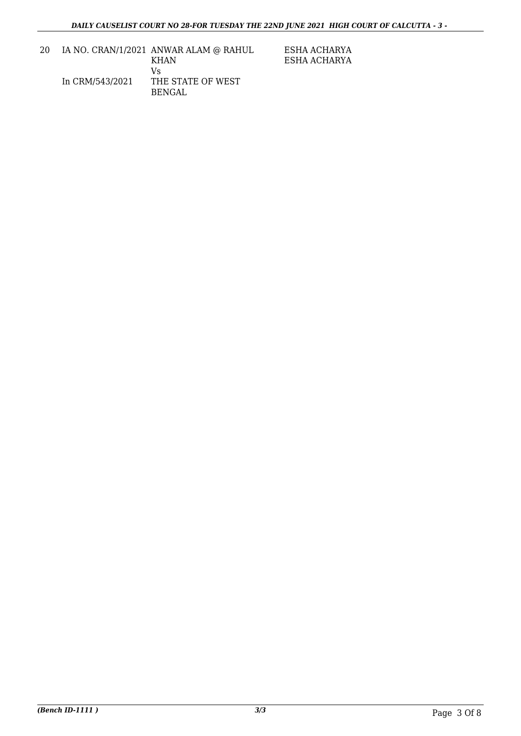| 20 | IA NO. CRAN/1/2021 | ANWAR ALAM @ RAHUL KHAN | ESHA ACHARYA |
|---|---|---|---|
| | | Vs | ESHA ACHARYA |
| | In CRM/543/2021 | THE STATE OF WEST BENGAL | |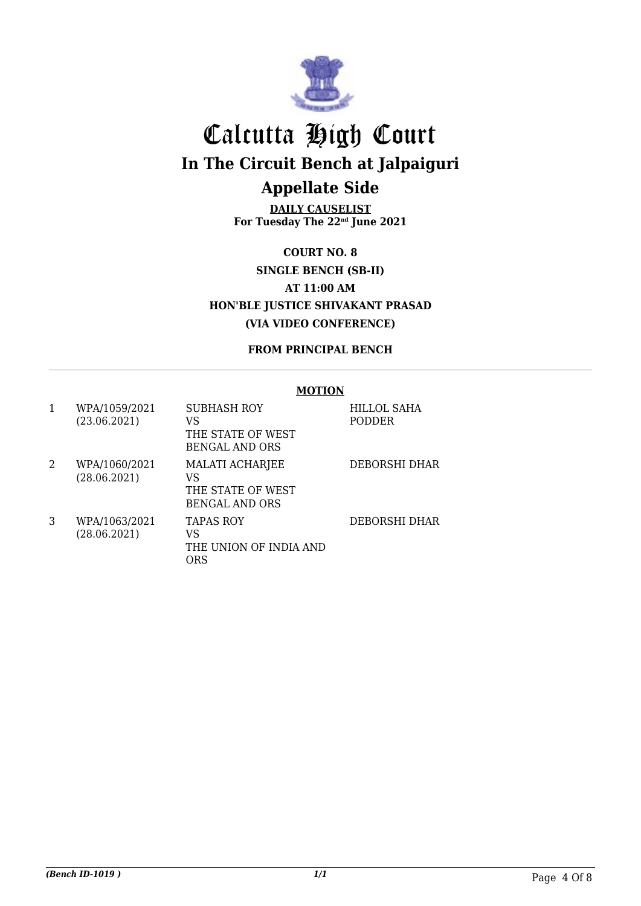# Calcutta High Court

## In The Circuit Bench at Jalpaiguri

## Appellate Side

**DAILY CAUSELIST**
**For Tuesday The 22nd June 2021**

**COURT NO. 8**
**SINGLE BENCH (SB-II)**
**AT 11:00 AM**
**HON'BLE JUSTICE SHIVAKANT PRASAD**
**(VIA VIDEO CONFERENCE)**

**FROM PRINCIPAL BENCH**

**MOTION**

| | | | |
|---|---|---|---|
| 1 | WPA/1059/2021 (23.06.2021) | SUBHASH ROY VS THE STATE OF WEST BENGAL AND ORS | HILLOL SAHA PODDER |
| 2 | WPA/1060/2021 (28.06.2021) | MALATI ACHARJEE VS THE STATE OF WEST BENGAL AND ORS | DEBORSHI DHAR |
| 3 | WPA/1063/2021 (28.06.2021) | TAPAS ROY VS THE UNION OF INDIA AND ORS | DEBORSHI DHAR |

*(Bench ID-1019 )* 1/1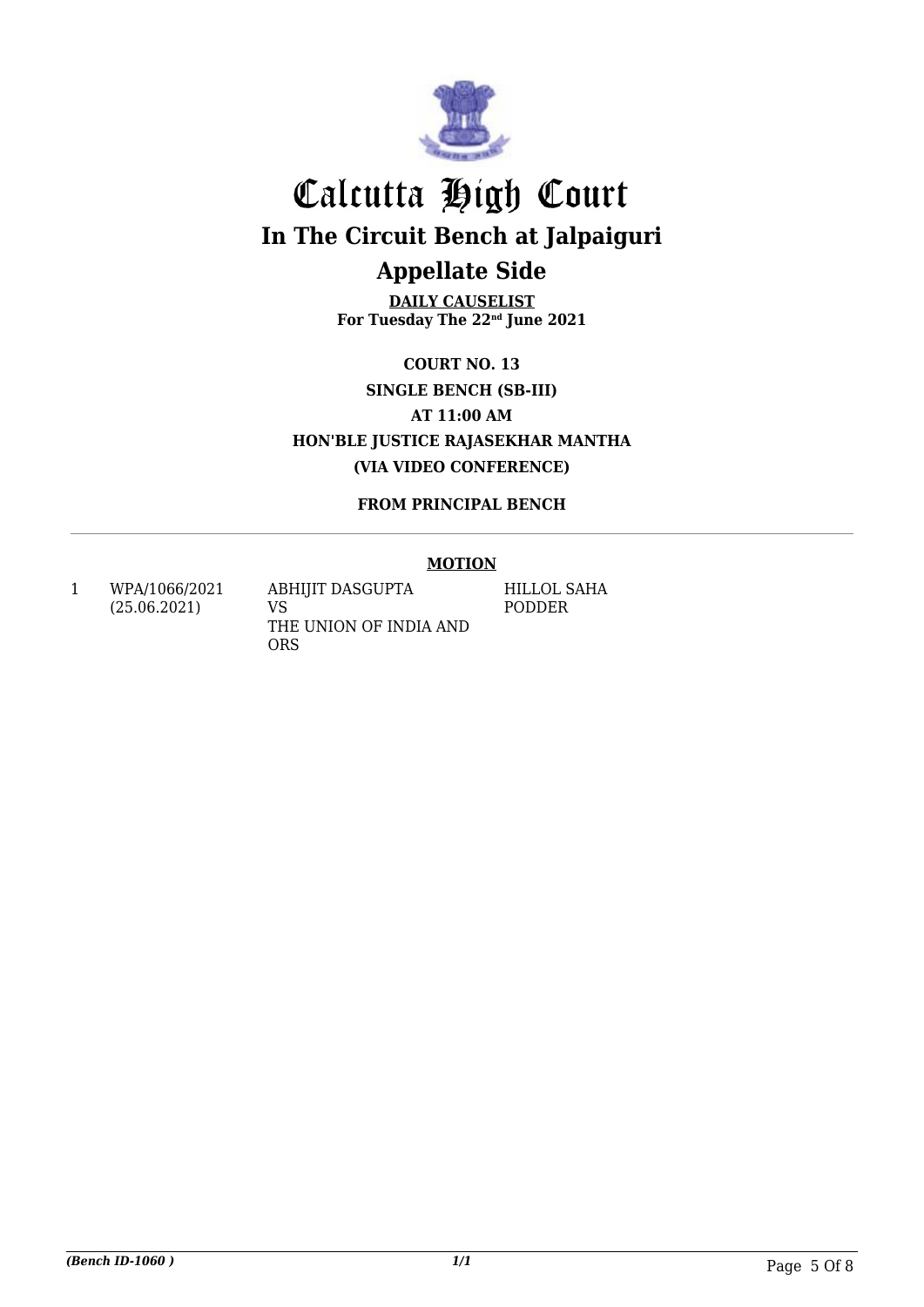# Calcutta High Court

## In The Circuit Bench at Jalpaiguri

## Appellate Side

**DAILY CAUSELIST**
**For Tuesday The 22nd June 2021**

**COURT NO. 13**
**SINGLE BENCH (SB-III)**
**AT 11:00 AM**
**HON'BLE JUSTICE RAJASEKHAR MANTHA**
**(VIA VIDEO CONFERENCE)**

**FROM PRINCIPAL BENCH**

**MOTION**

| | | | |
|---|---|---|---|
| 1 | WPA/1066/2021 (25.06.2021) | ABHIJIT DASGUPTA VS THE UNION OF INDIA AND ORS | HILLOL SAHA PODDER |

*(Bench ID-1060 )*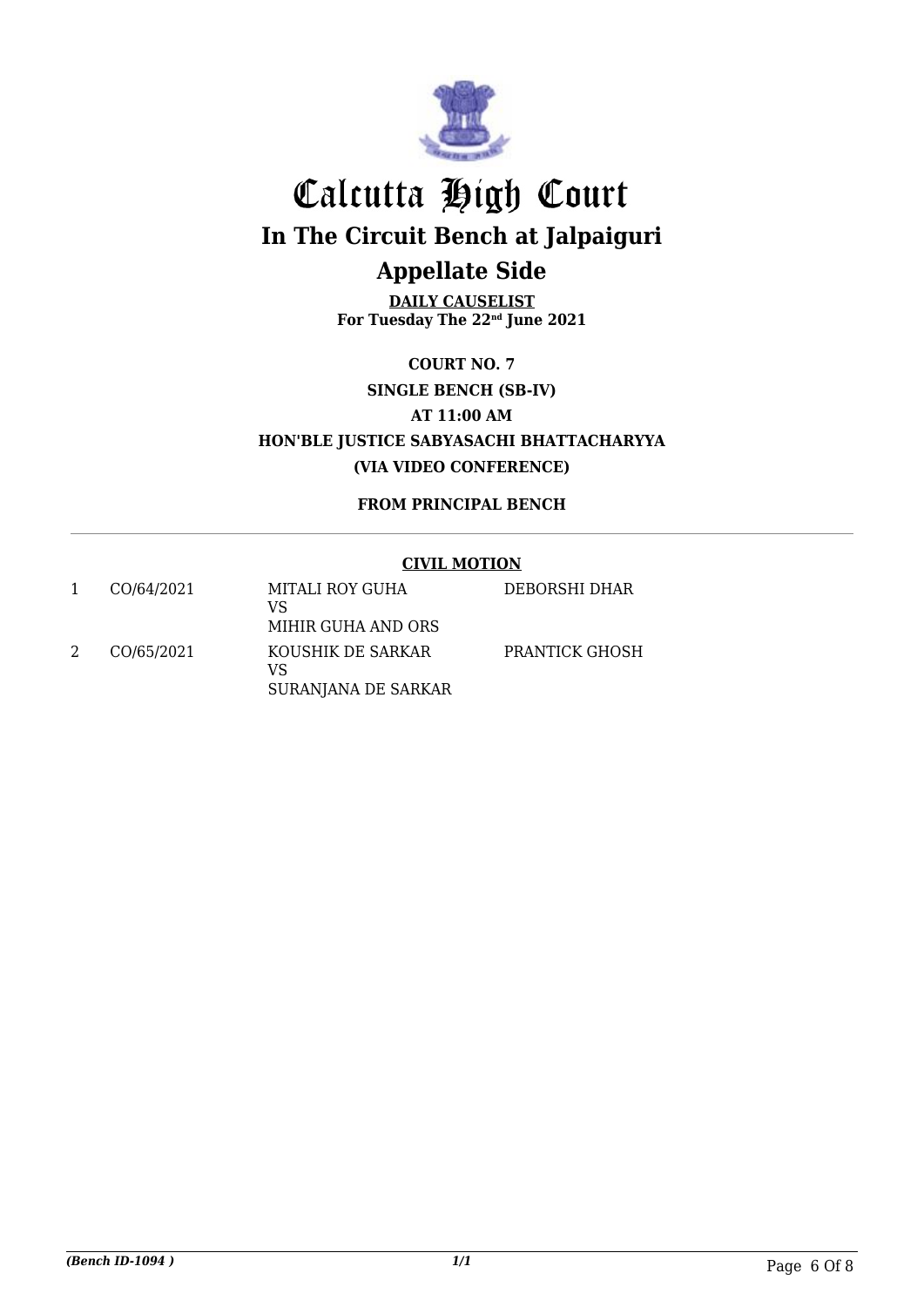# Calcutta High Court

## In The Circuit Bench at Jalpaiguri

## Appellate Side

**DAILY CAUSELIST**
**For Tuesday The 22nd June 2021**

**COURT NO. 7**

**SINGLE BENCH (SB-IV)**

**AT 11:00 AM**

**HON'BLE JUSTICE SABYASACHI BHATTACHARYYA**

**(VIA VIDEO CONFERENCE)**

**FROM PRINCIPAL BENCH**

**CIVIL MOTION**

| | | | |
|---|---|---|---|
| 1 | CO/64/2021 | MITALI ROY GUHA<br>VS<br>MIHIR GUHA AND ORS | DEBORSHI DHAR |
| 2 | CO/65/2021 | KOUSHIK DE SARKAR<br>VS<br>SURANJANA DE SARKAR | PRANTICK GHOSH |

*(Bench ID-1094 )*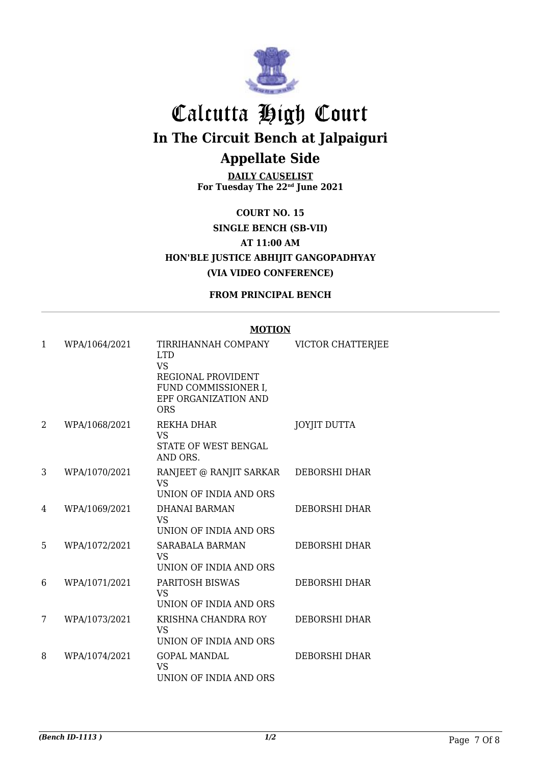# Calcutta High Court

## In The Circuit Bench at Jalpaiguri

## Appellate Side

**DAILY CAUSELIST**
**For Tuesday The 22nd June 2021**

**COURT NO. 15**

**SINGLE BENCH (SB-VII)**

**AT 11:00 AM**

**HON'BLE JUSTICE ABHIJIT GANGOPADHYAY**

**(VIA VIDEO CONFERENCE)**

**FROM PRINCIPAL BENCH**

**MOTION**

| | | | |
|---|---|---|---|
| 1 | WPA/1064/2021 | TIRRIHANNAH COMPANY LTD<br>VS<br>REGIONAL PROVIDENT FUND COMMISSIONER I, EPF ORGANIZATION AND ORS | VICTOR CHATTERJEE |
| 2 | WPA/1068/2021 | REKHA DHAR<br>VS<br>STATE OF WEST BENGAL AND ORS. | JOYJIT DUTTA |
| 3 | WPA/1070/2021 | RANJEET @ RANJIT SARKAR<br>VS<br>UNION OF INDIA AND ORS | DEBORSHI DHAR |
| 4 | WPA/1069/2021 | DHANAI BARMAN<br>VS<br>UNION OF INDIA AND ORS | DEBORSHI DHAR |
| 5 | WPA/1072/2021 | SARABALA BARMAN<br>VS<br>UNION OF INDIA AND ORS | DEBORSHI DHAR |
| 6 | WPA/1071/2021 | PARITOSH BISWAS<br>VS<br>UNION OF INDIA AND ORS | DEBORSHI DHAR |
| 7 | WPA/1073/2021 | KRISHNA CHANDRA ROY<br>VS<br>UNION OF INDIA AND ORS | DEBORSHI DHAR |
| 8 | WPA/1074/2021 | GOPAL MANDAL<br>VS<br>UNION OF INDIA AND ORS | DEBORSHI DHAR |

*(Bench ID-1113 )* *1/2*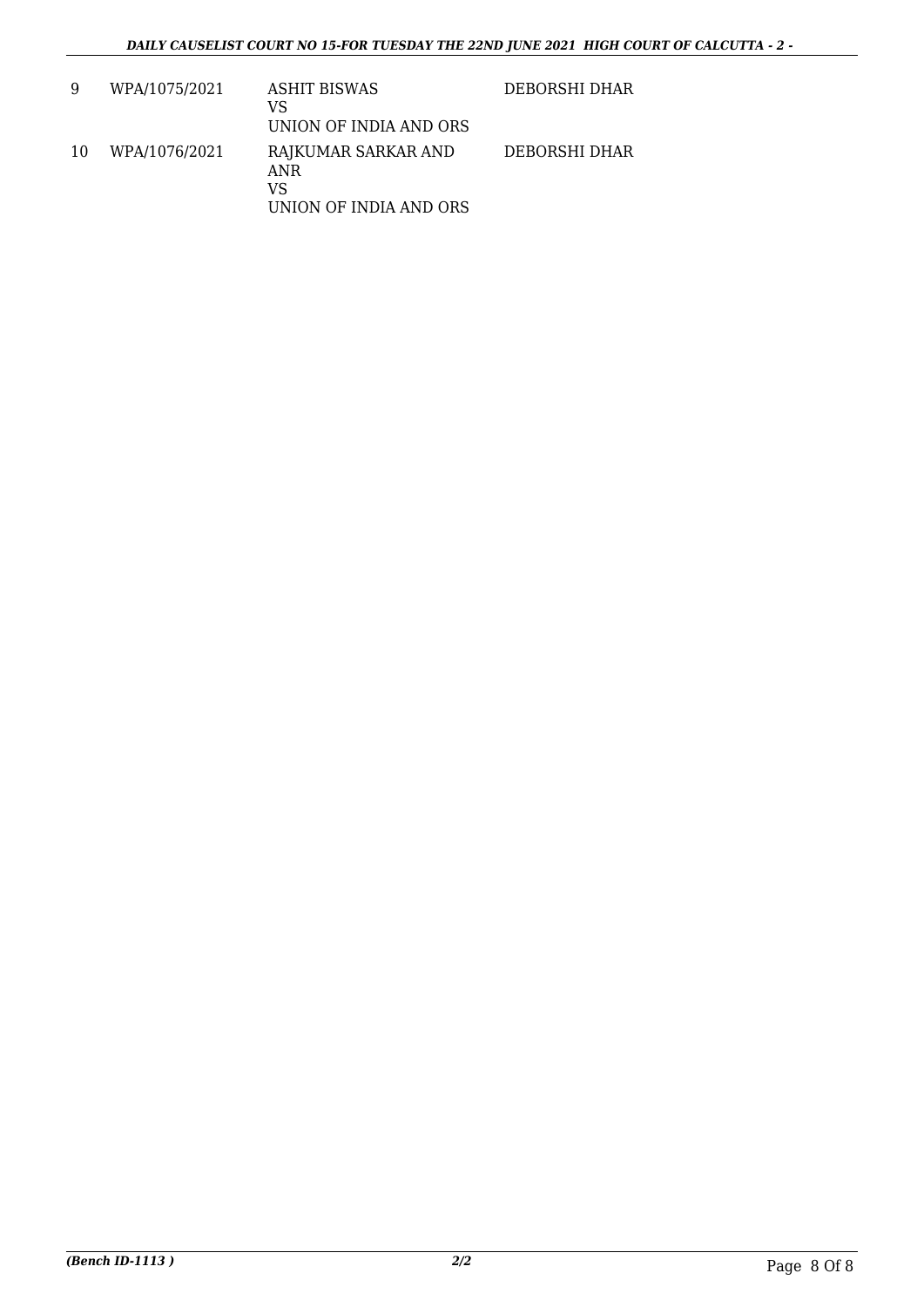| | | | |
|---|---|---|---|
| 9 | WPA/1075/2021 | ASHIT BISWAS<br>VS<br>UNION OF INDIA AND ORS | DEBORSHI DHAR |
| 10 | WPA/1076/2021 | RAJKUMAR SARKAR AND ANR<br>VS<br>UNION OF INDIA AND ORS | DEBORSHI DHAR |